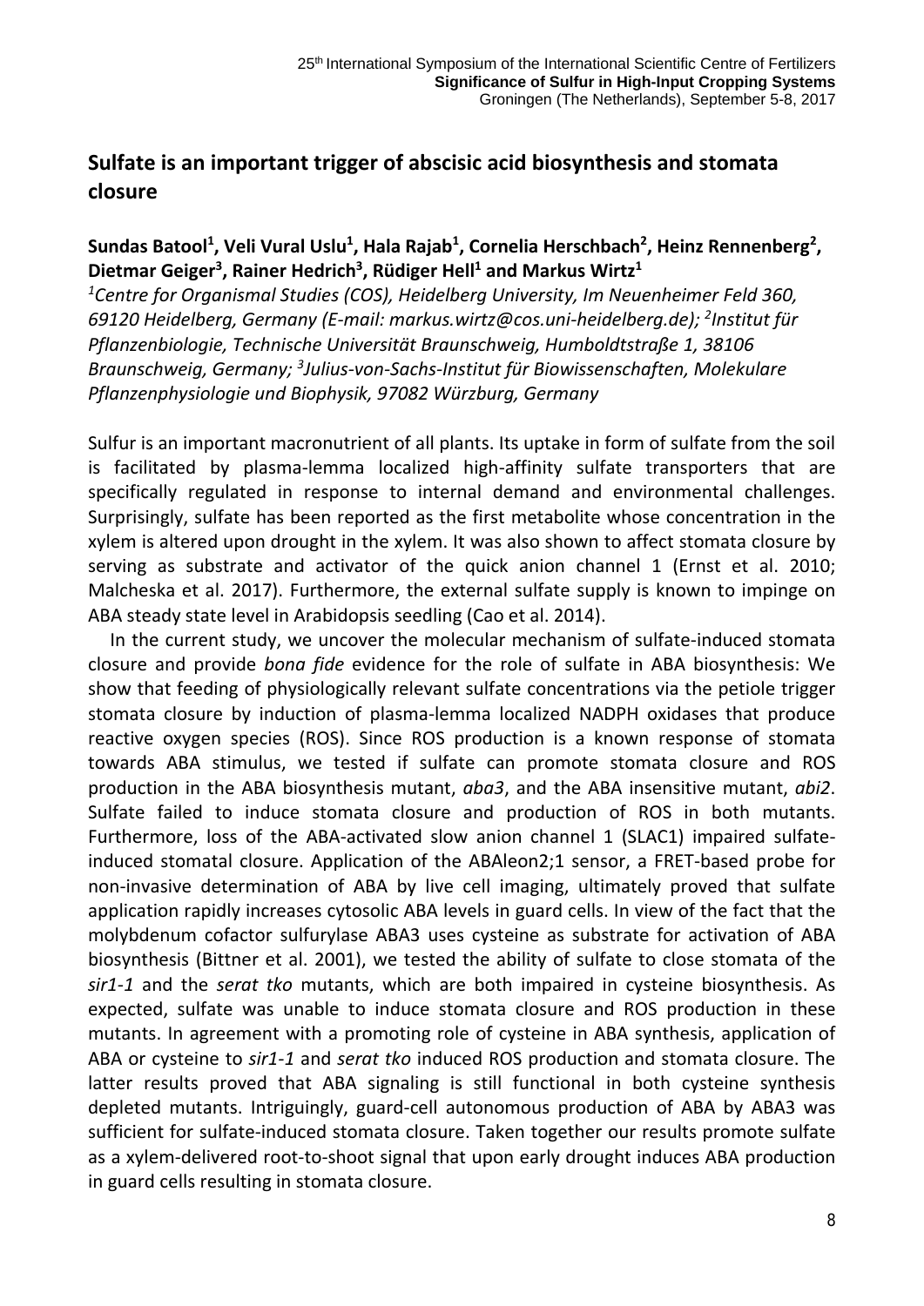## Sulfate is an important trigger of abscisic acid biosynthesis and stomata closure

**Sundas Batool[1], Veli Vural Uslu[1], Hala Rajab[1], Cornelia Herschbach[2], Heinz Rennenberg[2], Dietmar Geiger[3], Rainer Hedrich[3], Rüdiger Hell[1] and Markus Wirtz[1]**

*[1]Centre for Organismal Studies (COS), Heidelberg University, Im Neuenheimer Feld 360, 69120 Heidelberg, Germany (E-mail: markus.wirtz@cos.uni-heidelberg.de); [2]Institut für Pflanzenbiologie, Technische Universität Braunschweig, Humboldtstraße 1, 38106 Braunschweig, Germany; [3]Julius-von-Sachs-Institut für Biowissenschaften, Molekulare Pflanzenphysiologie und Biophysik, 97082 Würzburg, Germany*

Sulfur is an important macronutrient of all plants. Its uptake in form of sulfate from the soil is facilitated by plasma-lemma localized high-affinity sulfate transporters that are specifically regulated in response to internal demand and environmental challenges. Surprisingly, sulfate has been reported as the first metabolite whose concentration in the xylem is altered upon drought in the xylem. It was also shown to affect stomata closure by serving as substrate and activator of the quick anion channel 1 (Ernst et al. 2010; Malcheska et al. 2017). Furthermore, the external sulfate supply is known to impinge on ABA steady state level in Arabidopsis seedling (Cao et al. 2014).

In the current study, we uncover the molecular mechanism of sulfate-induced stomata closure and provide *bona fide* evidence for the role of sulfate in ABA biosynthesis: We show that feeding of physiologically relevant sulfate concentrations via the petiole trigger stomata closure by induction of plasma-lemma localized NADPH oxidases that produce reactive oxygen species (ROS). Since ROS production is a known response of stomata towards ABA stimulus, we tested if sulfate can promote stomata closure and ROS production in the ABA biosynthesis mutant, *aba3*, and the ABA insensitive mutant, *abi2*. Sulfate failed to induce stomata closure and production of ROS in both mutants. Furthermore, loss of the ABA-activated slow anion channel 1 (SLAC1) impaired sulfate-induced stomatal closure. Application of the ABAleon2;1 sensor, a FRET-based probe for non-invasive determination of ABA by live cell imaging, ultimately proved that sulfate application rapidly increases cytosolic ABA levels in guard cells. In view of the fact that the molybdenum cofactor sulfurylase ABA3 uses cysteine as substrate for activation of ABA biosynthesis (Bittner et al. 2001), we tested the ability of sulfate to close stomata of the *sir1-1* and the *serat tko* mutants, which are both impaired in cysteine biosynthesis. As expected, sulfate was unable to induce stomata closure and ROS production in these mutants. In agreement with a promoting role of cysteine in ABA synthesis, application of ABA or cysteine to *sir1-1* and *serat tko* induced ROS production and stomata closure. The latter results proved that ABA signaling is still functional in both cysteine synthesis depleted mutants. Intriguingly, guard-cell autonomous production of ABA by ABA3 was sufficient for sulfate-induced stomata closure. Taken together our results promote sulfate as a xylem-delivered root-to-shoot signal that upon early drought induces ABA production in guard cells resulting in stomata closure.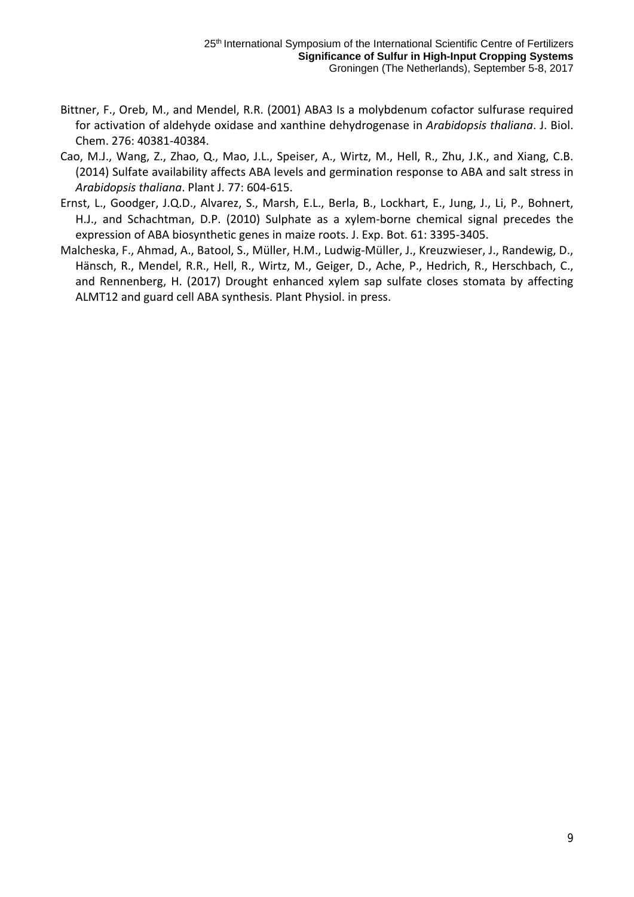Bittner, F., Oreb, M., and Mendel, R.R. (2001) ABA3 Is a molybdenum cofactor sulfurase required for activation of aldehyde oxidase and xanthine dehydrogenase in *Arabidopsis thaliana*. J. Biol. Chem. 276: 40381-40384.

Cao, M.J., Wang, Z., Zhao, Q., Mao, J.L., Speiser, A., Wirtz, M., Hell, R., Zhu, J.K., and Xiang, C.B. (2014) Sulfate availability affects ABA levels and germination response to ABA and salt stress in *Arabidopsis thaliana*. Plant J. 77: 604-615.

Ernst, L., Goodger, J.Q.D., Alvarez, S., Marsh, E.L., Berla, B., Lockhart, E., Jung, J., Li, P., Bohnert, H.J., and Schachtman, D.P. (2010) Sulphate as a xylem-borne chemical signal precedes the expression of ABA biosynthetic genes in maize roots. J. Exp. Bot. 61: 3395-3405.

Malcheska, F., Ahmad, A., Batool, S., Müller, H.M., Ludwig-Müller, J., Kreuzwieser, J., Randewig, D., Hänsch, R., Mendel, R.R., Hell, R., Wirtz, M., Geiger, D., Ache, P., Hedrich, R., Herschbach, C., and Rennenberg, H. (2017) Drought enhanced xylem sap sulfate closes stomata by affecting ALMT12 and guard cell ABA synthesis. Plant Physiol. in press.